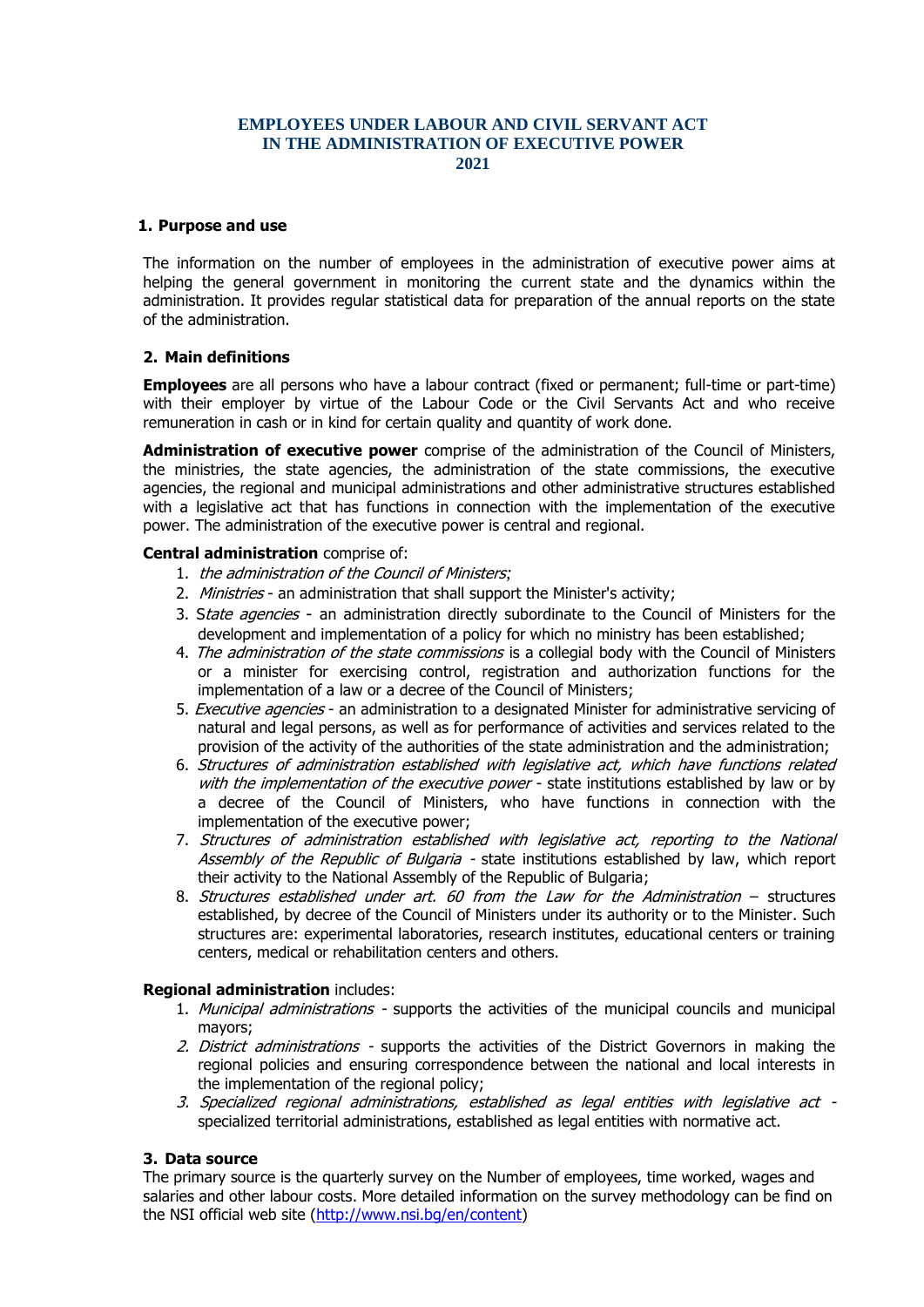# EMPLOYEES UNDER LABOUR AND CIVIL SERVANT ACT IN THE ADMINISTRATION OF EXECUTIVE POWER 2021

## 1. Purpose and use

The information on the number of employees in the administration of executive power aims at helping the general government in monitoring the current state and the dynamics within the administration. It provides regular statistical data for preparation of the annual reports on the state of the administration.

## 2. Main definitions

**Employees** are all persons who have a labour contract (fixed or permanent; full-time or part-time) with their employer by virtue of the Labour Code or the Civil Servants Act and who receive remuneration in cash or in kind for certain quality and quantity of work done.

**Administration of executive power** comprise of the administration of the Council of Ministers, the ministries, the state agencies, the administration of the state commissions, the executive agencies, the regional and municipal administrations and other administrative structures established with a legislative act that has functions in connection with the implementation of the executive power. The administration of the executive power is central and regional.

**Central administration** comprise of:

1. *the administration of the Council of Ministers*;
2. *Ministries* - an administration that shall support the Minister's activity;
3. S*tate agencies* - an administration directly subordinate to the Council of Ministers for the development and implementation of a policy for which no ministry has been established;
4. *The administration of the state commissions* is a collegial body with the Council of Ministers or a minister for exercising control, registration and authorization functions for the implementation of a law or a decree of the Council of Ministers;
5. *Executive agencies* - an administration to a designated Minister for administrative servicing of natural and legal persons, as well as for performance of activities and services related to the provision of the activity of the authorities of the state administration and the administration;
6. *Structures of administration established with legislative act, which have functions related with the implementation of the executive power* - state institutions established by law or by a decree of the Council of Ministers, who have functions in connection with the implementation of the executive power;
7. *Structures of administration established with legislative act, reporting to the National Assembly of the Republic of Bulgaria* - state institutions established by law, which report their activity to the National Assembly of the Republic of Bulgaria;
8. *Structures established under art. 60 from the Law for the Administration* – structures established, by decree of the Council of Ministers under its authority or to the Minister. Such structures are: experimental laboratories, research institutes, educational centers or training centers, medical or rehabilitation centers and others.

**Regional administration** includes:

1. *Municipal administrations* - supports the activities of the municipal councils and municipal mayors;
2. *District administrations* - supports the activities of the District Governors in making the regional policies and ensuring correspondence between the national and local interests in the implementation of the regional policy;
3. *Specialized regional administrations, established as legal entities with legislative act* - specialized territorial administrations, established as legal entities with normative act.

## 3. Data source

The primary source is the quarterly survey on the Number of employees, time worked, wages and salaries and other labour costs. More detailed information on the survey methodology can be find on the NSI official web site ([http://www.nsi.bg/en/content](http://www.nsi.bg/en/content))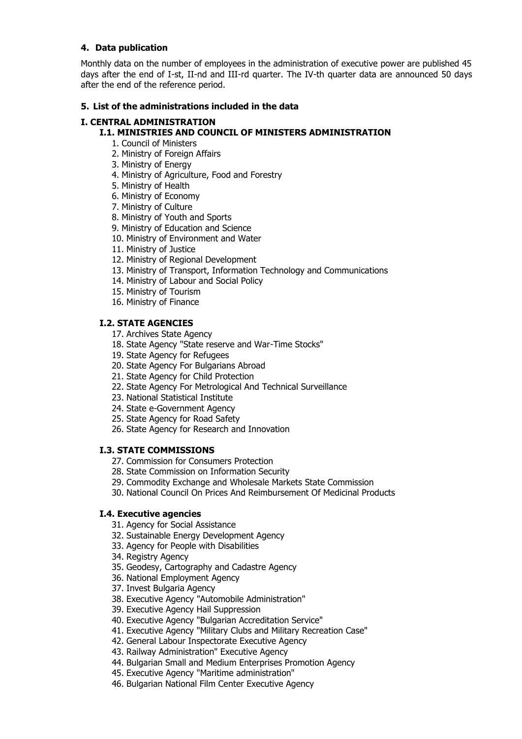### 4. Data publication

Monthly data on the number of employees in the administration of executive power are published 45 days after the end of I-st, II-nd and III-rd quarter. The IV-th quarter data are announced 50 days after the end of the reference period.

### 5. List of the administrations included in the data

#### I. CENTRAL ADMINISTRATION

##### I.1. MINISTRIES AND COUNCIL OF MINISTERS ADMINISTRATION

1. Council of Ministers
2. Ministry of Foreign Affairs
3. Ministry of Energy
4. Ministry of Agriculture, Food and Forestry
5. Ministry of Health
6. Ministry of Economy
7. Ministry of Culture
8. Ministry of Youth and Sports
9. Ministry of Education and Science
10. Ministry of Environment and Water
11. Ministry of Justice
12. Ministry of Regional Development
13. Ministry of Transport, Information Technology and Communications
14. Ministry of Labour and Social Policy
15. Ministry of Tourism
16. Ministry of Finance

##### I.2. STATE AGENCIES

17. Archives State Agency
18. State Agency "State reserve and War-Time Stocks"
19. State Agency for Refugees
20. State Agency For Bulgarians Abroad
21. State Agency for Child Protection
22. State Agency For Metrological And Technical Surveillance
23. National Statistical Institute
24. State e-Government Agency
25. State Agency for Road Safety
26. State Agency for Research and Innovation

##### I.3. STATE COMMISSIONS

27. Commission for Consumers Protection
28. State Commission on Information Security
29. Commodity Exchange and Wholesale Markets State Commission
30. National Council On Prices And Reimbursement Of Medicinal Products

##### I.4. Executive agencies

31. Agency for Social Assistance
32. Sustainable Energy Development Agency
33. Agency for People with Disabilities
34. Registry Agency
35. Geodesy, Cartography and Cadastre Agency
36. National Employment Agency
37. Invest Bulgaria Agency
38. Executive Agency "Automobile Administration"
39. Executive Agency Hail Suppression
40. Executive Agency "Bulgarian Accreditation Service"
41. Executive Agency "Military Clubs and Military Recreation Case"
42. General Labour Inspectorate Executive Agency
43. Railway Administration" Executive Agency
44. Bulgarian Small and Medium Enterprises Promotion Agency
45. Executive Agency "Maritime administration"
46. Bulgarian National Film Center Executive Agency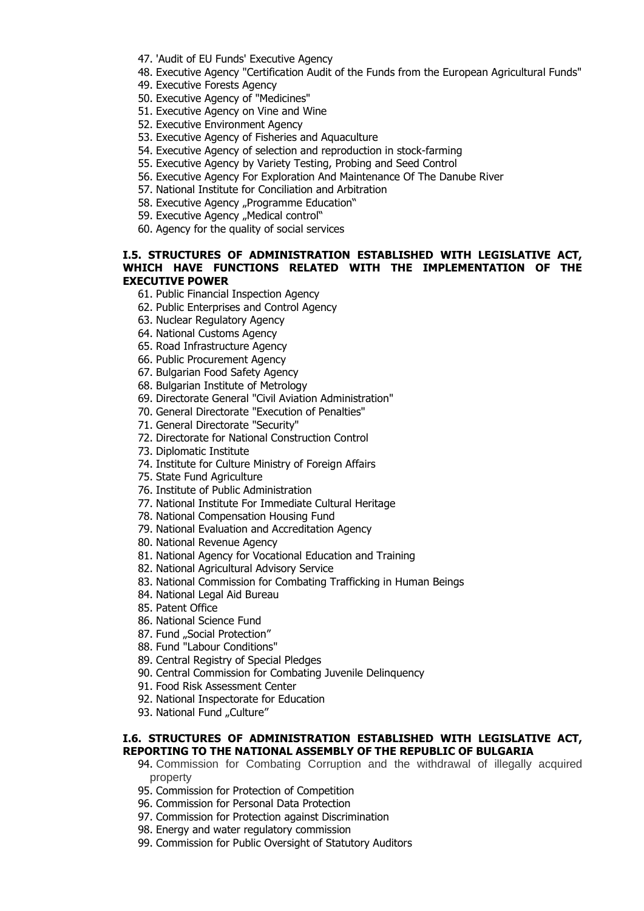47. 'Audit of EU Funds' Executive Agency
48. Executive Agency "Certification Audit of the Funds from the European Agricultural Funds"
49. Executive Forests Agency
50. Executive Agency of "Medicines"
51. Executive Agency on Vine and Wine
52. Executive Environment Agency
53. Executive Agency of Fisheries and Aquaculture
54. Executive Agency of selection and reproduction in stock-farming
55. Executive Agency by Variety Testing, Probing and Seed Control
56. Executive Agency For Exploration And Maintenance Of The Danube River
57. National Institute for Conciliation and Arbitration
58. Executive Agency „Programme Education"
59. Executive Agency „Medical control"
60. Agency for the quality of social services

**I.5. STRUCTURES OF ADMINISTRATION ESTABLISHED WITH LEGISLATIVE ACT, WHICH HAVE FUNCTIONS RELATED WITH THE IMPLEMENTATION OF THE EXECUTIVE POWER**

61. Public Financial Inspection Agency
62. Public Enterprises and Control Agency
63. Nuclear Regulatory Agency
64. National Customs Agency
65. Road Infrastructure Agency
66. Public Procurement Agency
67. Bulgarian Food Safety Agency
68. Bulgarian Institute of Metrology
69. Directorate General "Civil Aviation Administration"
70. General Directorate "Execution of Penalties"
71. General Directorate "Security"
72. Directorate for National Construction Control
73. Diplomatic Institute
74. Institute for Culture Ministry of Foreign Affairs
75. State Fund Agriculture
76. Institute of Public Administration
77. National Institute For Immediate Cultural Heritage
78. National Compensation Housing Fund
79. National Evaluation and Accreditation Agency
80. National Revenue Agency
81. National Agency for Vocational Education and Training
82. National Agricultural Advisory Service
83. National Commission for Combating Trafficking in Human Beings
84. National Legal Aid Bureau
85. Patent Office
86. National Science Fund
87. Fund „Social Protection"
88. Fund "Labour Conditions"
89. Central Registry of Special Pledges
90. Central Commission for Combating Juvenile Delinquency
91. Food Risk Assessment Center
92. National Inspectorate for Education
93. National Fund „Culture"

**I.6. STRUCTURES OF ADMINISTRATION ESTABLISHED WITH LEGISLATIVE ACT, REPORTING TO THE NATIONAL ASSEMBLY OF THE REPUBLIC OF BULGARIA**

94. Commission for Combating Corruption and the withdrawal of illegally acquired property
95. Commission for Protection of Competition
96. Commission for Personal Data Protection
97. Commission for Protection against Discrimination
98. Energy and water regulatory commission
99. Commission for Public Oversight of Statutory Auditors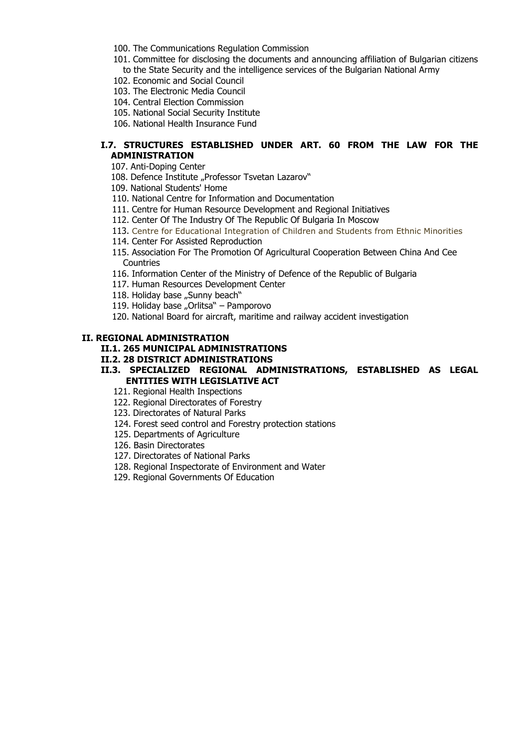100. The Communications Regulation Commission
101. Committee for disclosing the documents and announcing affiliation of Bulgarian citizens to the State Security and the intelligence services of the Bulgarian National Army
102. Economic and Social Council
103. The Electronic Media Council
104. Central Election Commission
105. National Social Security Institute
106. National Health Insurance Fund

### I.7. STRUCTURES ESTABLISHED UNDER ART. 60 FROM THE LAW FOR THE ADMINISTRATION

107. Anti-Doping Center
108. Defence Institute „Professor Tsvetan Lazarov"
109. National Students' Home
110. National Centre for Information and Documentation
111. Centre for Human Resource Development and Regional Initiatives
112. Center Of The Industry Of The Republic Of Bulgaria In Moscow
113. Centre for Educational Integration of Children and Students from Ethnic Minorities
114. Center For Assisted Reproduction
115. Association For The Promotion Of Agricultural Cooperation Between China And Cee Countries
116. Information Center of the Ministry of Defence of the Republic of Bulgaria
117. Human Resources Development Center
118. Holiday base „Sunny beach"
119. Holiday base „Orlitsa" – Pamporovo
120. National Board for aircraft, maritime and railway accident investigation

## II. REGIONAL ADMINISTRATION

### II.1. 265 MUNICIPAL ADMINISTRATIONS

### II.2. 28 DISTRICT ADMINISTRATIONS

### II.3. SPECIALIZED REGIONAL ADMINISTRATIONS, ESTABLISHED AS LEGAL ENTITIES WITH LEGISLATIVE ACT

121. Regional Health Inspections
122. Regional Directorates of Forestry
123. Directorates of Natural Parks
124. Forest seed control and Forestry protection stations
125. Departments of Agriculture
126. Basin Directorates
127. Directorates of National Parks
128. Regional Inspectorate of Environment and Water
129. Regional Governments Of Education